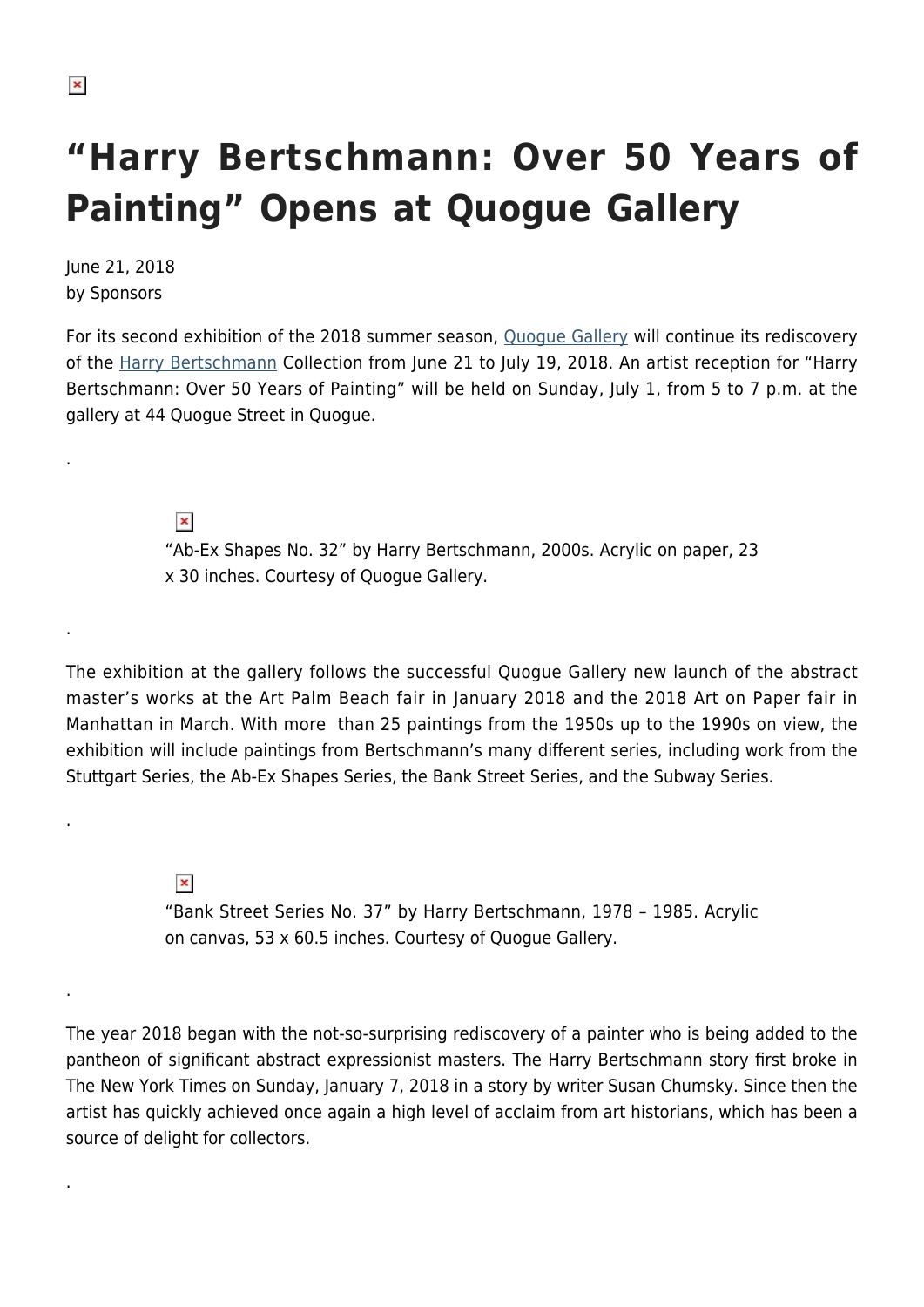# “Harry Bertschmann: Over 50 Years of Painting” Opens at Quogue Gallery

June 21, 2018
by Sponsors

For its second exhibition of the 2018 summer season, Quogue Gallery will continue its rediscovery of the Harry Bertschmann Collection from June 21 to July 19, 2018. An artist reception for “Harry Bertschmann: Over 50 Years of Painting” will be held on Sunday, July 1, from 5 to 7 p.m. at the gallery at 44 Quogue Street in Quogue.

.

“Ab-Ex Shapes No. 32” by Harry Bertschmann, 2000s. Acrylic on paper, 23 x 30 inches. Courtesy of Quogue Gallery.

.

The exhibition at the gallery follows the successful Quogue Gallery new launch of the abstract master’s works at the Art Palm Beach fair in January 2018 and the 2018 Art on Paper fair in Manhattan in March. With more than 25 paintings from the 1950s up to the 1990s on view, the exhibition will include paintings from Bertschmann’s many different series, including work from the Stuttgart Series, the Ab-Ex Shapes Series, the Bank Street Series, and the Subway Series.

.

“Bank Street Series No. 37” by Harry Bertschmann, 1978 – 1985. Acrylic on canvas, 53 x 60.5 inches. Courtesy of Quogue Gallery.

.

The year 2018 began with the not-so-surprising rediscovery of a painter who is being added to the pantheon of significant abstract expressionist masters. The Harry Bertschmann story first broke in The New York Times on Sunday, January 7, 2018 in a story by writer Susan Chumsky. Since then the artist has quickly achieved once again a high level of acclaim from art historians, which has been a source of delight for collectors.

.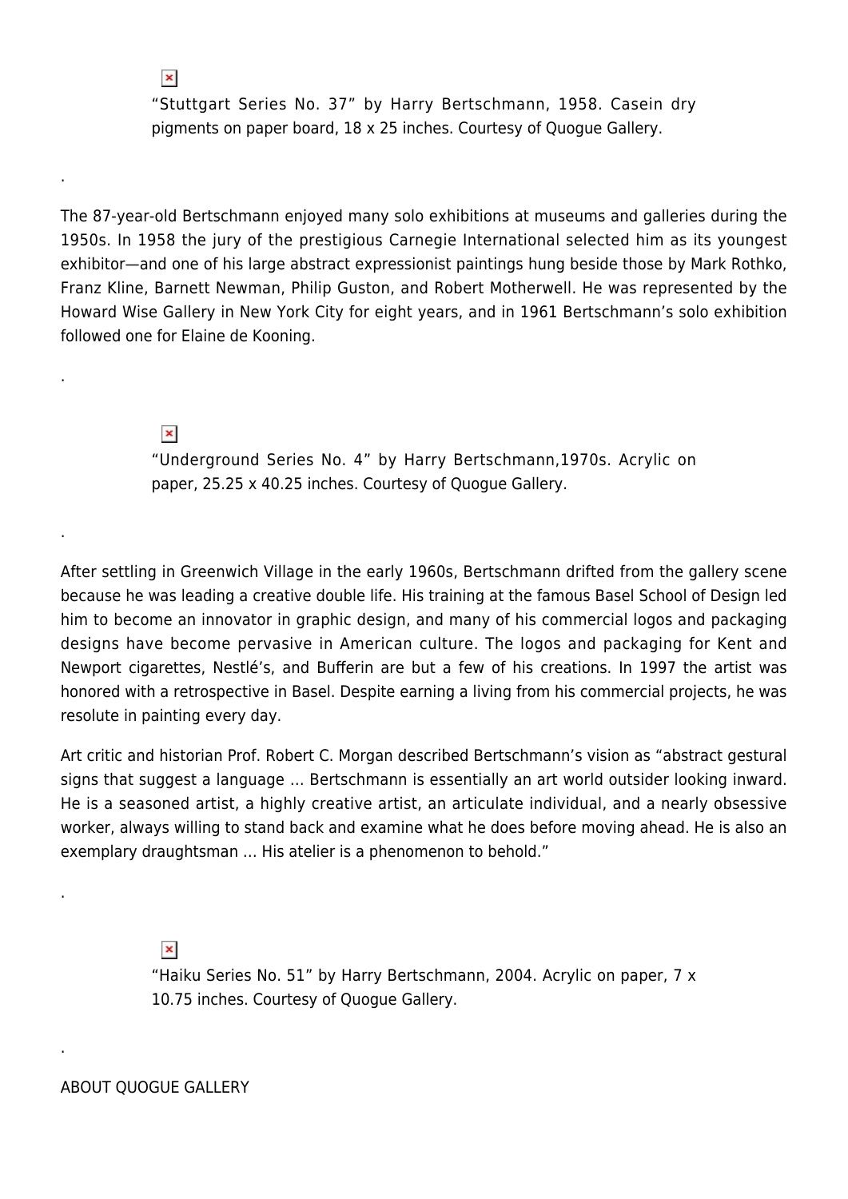"Stuttgart Series No. 37" by Harry Bertschmann, 1958. Casein dry pigments on paper board, 18 x 25 inches. Courtesy of Quogue Gallery.

.

The 87-year-old Bertschmann enjoyed many solo exhibitions at museums and galleries during the 1950s. In 1958 the jury of the prestigious Carnegie International selected him as its youngest exhibitor—and one of his large abstract expressionist paintings hung beside those by Mark Rothko, Franz Kline, Barnett Newman, Philip Guston, and Robert Motherwell. He was represented by the Howard Wise Gallery in New York City for eight years, and in 1961 Bertschmann's solo exhibition followed one for Elaine de Kooning.

.

"Underground Series No. 4" by Harry Bertschmann,1970s. Acrylic on paper, 25.25 x 40.25 inches. Courtesy of Quogue Gallery.

.

After settling in Greenwich Village in the early 1960s, Bertschmann drifted from the gallery scene because he was leading a creative double life. His training at the famous Basel School of Design led him to become an innovator in graphic design, and many of his commercial logos and packaging designs have become pervasive in American culture. The logos and packaging for Kent and Newport cigarettes, Nestlé's, and Bufferin are but a few of his creations. In 1997 the artist was honored with a retrospective in Basel. Despite earning a living from his commercial projects, he was resolute in painting every day.

Art critic and historian Prof. Robert C. Morgan described Bertschmann's vision as "abstract gestural signs that suggest a language … Bertschmann is essentially an art world outsider looking inward. He is a seasoned artist, a highly creative artist, an articulate individual, and a nearly obsessive worker, always willing to stand back and examine what he does before moving ahead. He is also an exemplary draughtsman … His atelier is a phenomenon to behold."

.

"Haiku Series No. 51" by Harry Bertschmann, 2004. Acrylic on paper, 7 x 10.75 inches. Courtesy of Quogue Gallery.

.

ABOUT QUOGUE GALLERY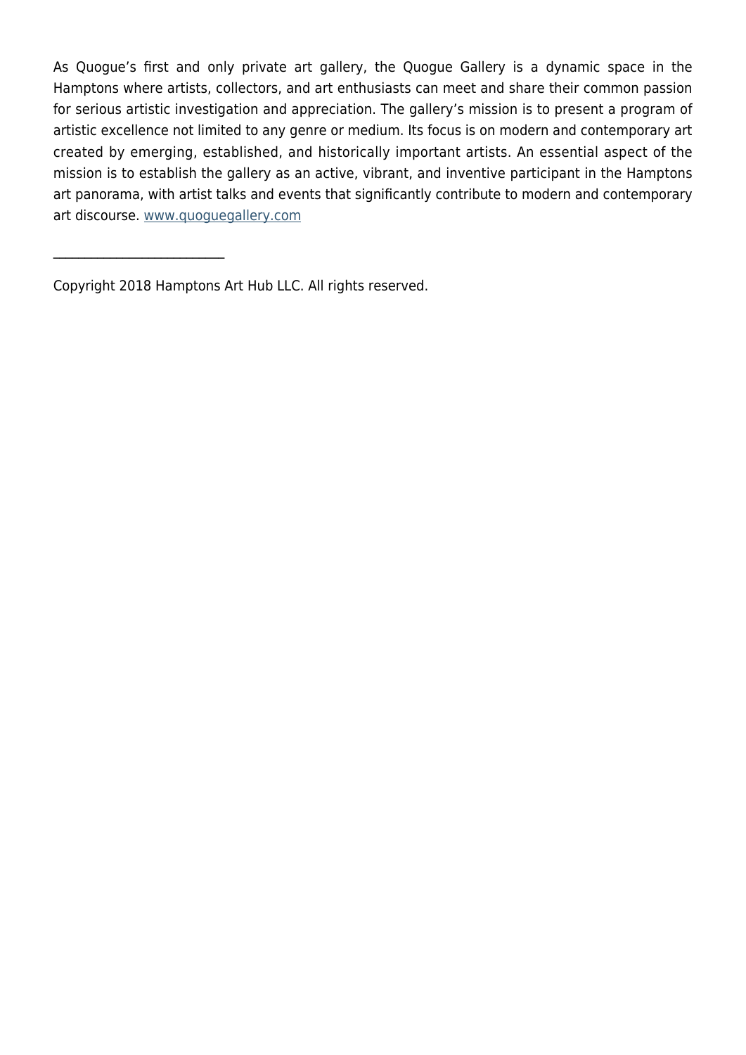As Quogue's first and only private art gallery, the Quogue Gallery is a dynamic space in the Hamptons where artists, collectors, and art enthusiasts can meet and share their common passion for serious artistic investigation and appreciation. The gallery's mission is to present a program of artistic excellence not limited to any genre or medium. Its focus is on modern and contemporary art created by emerging, established, and historically important artists. An essential aspect of the mission is to establish the gallery as an active, vibrant, and inventive participant in the Hamptons art panorama, with artist talks and events that significantly contribute to modern and contemporary art discourse. www.quoguegallery.com

_________________________

Copyright 2018 Hamptons Art Hub LLC. All rights reserved.